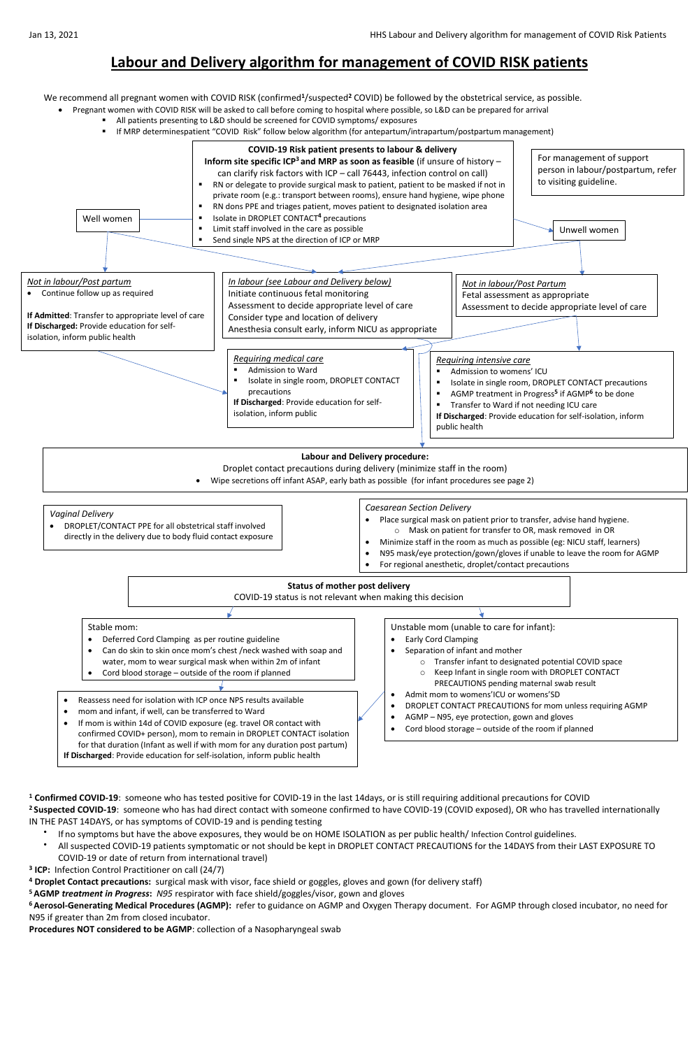# Labour and Delivery algorithm for management of COVID RISK patients

We recommend all pregnant women with COVID RISK (confirmed[1]/suspected[2] COVID) be followed by the obstetrical service, as possible.

- Pregnant women with COVID RISK will be asked to call before coming to hospital where possible, so L&D can be prepared for arrival
  - All patients presenting to L&D should be screened for COVID symptoms/ exposures
  - If MRP determinespatient "COVID Risk" follow below algorithm (for antepartum/intrapartum/postpartum management)

**COVID-19 Risk patient presents to labour & delivery**

**Inform site specific ICP[3] and MRP as soon as feasible** (if unsure of history – can clarify risk factors with ICP – call 76443, infection control on call)

- RN or delegate to provide surgical mask to patient, patient to be masked if not in private room (e.g.: transport between rooms), ensure hand hygiene, wipe phone
- RN dons PPE and triages patient, moves patient to designated isolation area
- Isolate in DROPLET CONTACT[4] precautions
- Limit staff involved in the care as possible
- Send single NPS at the direction of ICP or MRP

For management of support person in labour/postpartum, refer to visiting guideline.

## Well women

*Not in labour/Post partum*

- Continue follow up as required

**If Admitted**: Transfer to appropriate level of care
**If Discharged:** Provide education for self-isolation, inform public health

## Unwell women

*Not in labour/Post Partum*

Fetal assessment as appropriate
Assessment to decide appropriate level of care

*Requiring medical care*

- Admission to Ward
- Isolate in single room, DROPLET CONTACT precautions

**If Discharged**: Provide education for self-isolation, inform public

*Requiring intensive care*

- Admission to womens' ICU
- Isolate in single room, DROPLET CONTACT precautions
- AGMP treatment in Progress[5] if AGMP[6] to be done
- Transfer to Ward if not needing ICU care

**If Discharged**: Provide education for self-isolation, inform public health

## In labour (Well and Unwell women)

*In labour (see Labour and Delivery below)*

Initiate continuous fetal monitoring
Assessment to decide appropriate level of care
Consider type and location of delivery
Anesthesia consult early, inform NICU as appropriate

## Labour and Delivery procedure:

Droplet contact precautions during delivery (minimize staff in the room)

- Wipe secretions off infant ASAP, early bath as possible (for infant procedures see page 2)

*Vaginal Delivery*

- DROPLET/CONTACT PPE for all obstetrical staff involved directly in the delivery due to body fluid contact exposure

*Caesarean Section Delivery*

- Place surgical mask on patient prior to transfer, advise hand hygiene.
  - Mask on patient for transfer to OR, mask removed in OR
- Minimize staff in the room as much as possible (eg: NICU staff, learners)
- N95 mask/eye protection/gown/gloves if unable to leave the room for AGMP
- For regional anesthetic, droplet/contact precautions

## Status of mother post delivery

COVID-19 status is not relevant when making this decision

Stable mom:

- Deferred Cord Clamping as per routine guideline
- Can do skin to skin once mom's chest /neck washed with soap and water, mom to wear surgical mask when within 2m of infant
- Cord blood storage – outside of the room if planned

Unstable mom (unable to care for infant):

- Early Cord Clamping
- Separation of infant and mother
  - Transfer infant to designated potential COVID space
  - Keep Infant in single room with DROPLET CONTACT PRECAUTIONS pending maternal swab result
- Admit mom to womens'ICU or womens'SD
- DROPLET CONTACT PRECAUTIONS for mom unless requiring AGMP
- AGMP – N95, eye protection, gown and gloves
- Cord blood storage – outside of the room if planned

After post-delivery care (stable or unstable mom):

- Reassess need for isolation with ICP once NPS results available
- mom and infant, if well, can be transferred to Ward
- If mom is within 14d of COVID exposure (eg. travel OR contact with confirmed COVID+ person), mom to remain in DROPLET CONTACT isolation for that duration (Infant as well if with mom for any duration post partum)

**If Discharged**: Provide education for self-isolation, inform public health

---

[1] **Confirmed COVID-19**: someone who has tested positive for COVID-19 in the last 14days, or is still requiring additional precautions for COVID

[2] **Suspected COVID-19**: someone who has had direct contact with someone confirmed to have COVID-19 (COVID exposed), OR who has travelled internationally IN THE PAST 14DAYS, or has symptoms of COVID-19 and is pending testing

- If no symptoms but have the above exposures, they would be on HOME ISOLATION as per public health/ Infection Control guidelines.
- All suspected COVID-19 patients symptomatic or not should be kept in DROPLET CONTACT PRECAUTIONS for the 14DAYS from their LAST EXPOSURE TO COVID-19 or date of return from international travel)

[3] **ICP:** Infection Control Practitioner on call (24/7)

[4] **Droplet Contact precautions:** surgical mask with visor, face shield or goggles, gloves and gown (for delivery staff)

[5] **AGMP *treatment in Progress*:** *N95* respirator with face shield/goggles/visor, gown and gloves

[6] **Aerosol-Generating Medical Procedures (AGMP):** refer to guidance on AGMP and Oxygen Therapy document. For AGMP through closed incubator, no need for N95 if greater than 2m from closed incubator.

**Procedures NOT considered to be AGMP**: collection of a Nasopharyngeal swab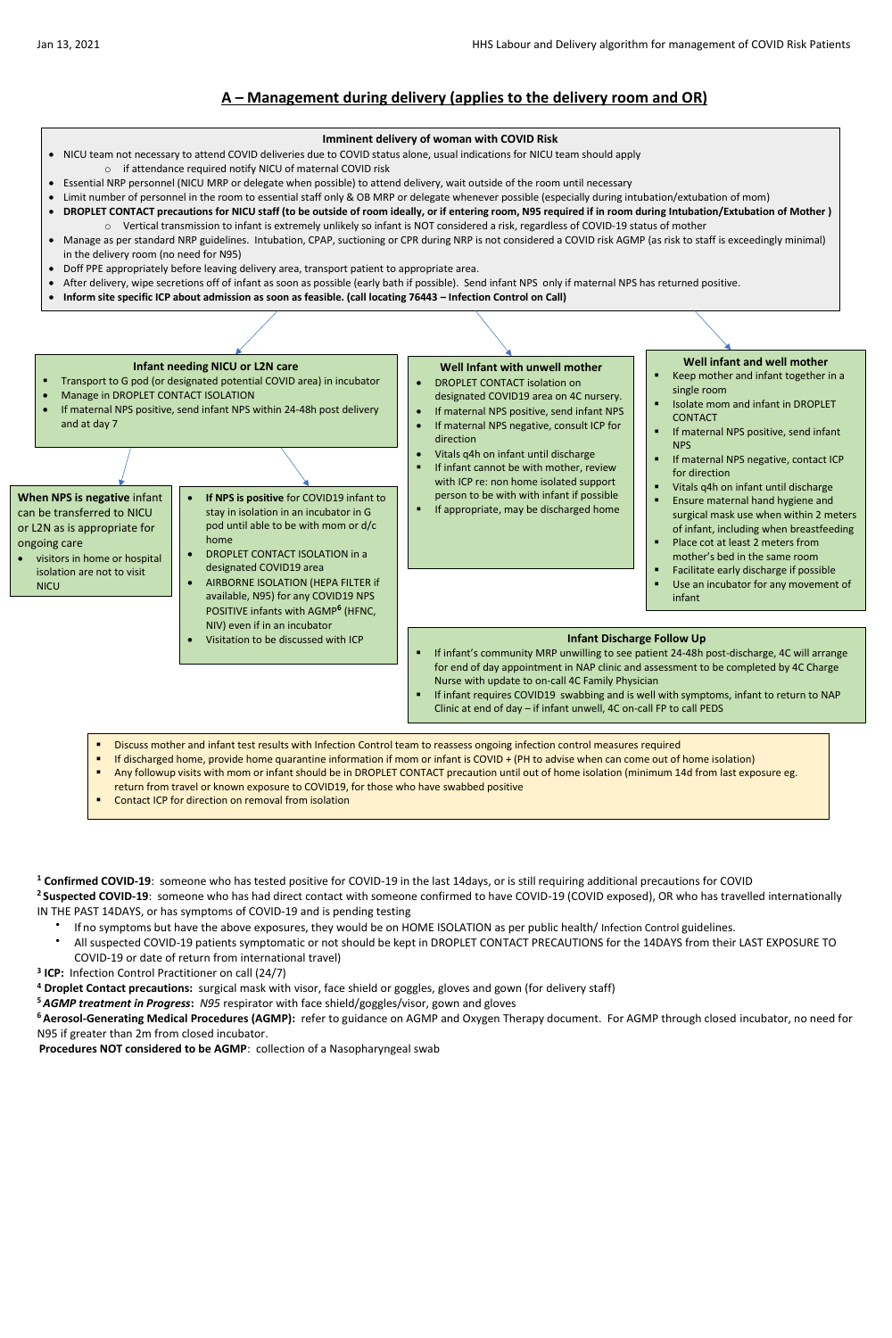## A – Management during delivery (applies to the delivery room and OR)

**Imminent delivery of woman with COVID Risk**

- NICU team not necessary to attend COVID deliveries due to COVID status alone, usual indications for NICU team should apply
    - if attendance required notify NICU of maternal COVID risk
- Essential NRP personnel (NICU MRP or delegate when possible) to attend delivery, wait outside of the room until necessary
- Limit number of personnel in the room to essential staff only & OB MRP or delegate whenever possible (especially during intubation/extubation of mom)
- **DROPLET CONTACT precautions for NICU staff (to be outside of room ideally, or if entering room, N95 required if in room during Intubation/Extubation of Mother )**
    - Vertical transmission to infant is extremely unlikely so infant is NOT considered a risk, regardless of COVID-19 status of mother
- Manage as per standard NRP guidelines. Intubation, CPAP, suctioning or CPR during NRP is not considered a COVID risk AGMP (as risk to staff is exceedingly minimal) in the delivery room (no need for N95)
- Doff PPE appropriately before leaving delivery area, transport patient to appropriate area.
- After delivery, wipe secretions off of infant as soon as possible (early bath if possible). Send infant NPS only if maternal NPS has returned positive.
- **Inform site specific ICP about admission as soon as feasible. (call locating 76443 – Infection Control on Call)**

**Infant needing NICU or L2N care**

- Transport to G pod (or designated potential COVID area) in incubator
- Manage in DROPLET CONTACT ISOLATION
- If maternal NPS positive, send infant NPS within 24-48h post delivery and at day 7

**When NPS is negative** infant can be transferred to NICU or L2N as is appropriate for ongoing care

- visitors in home or hospital isolation are not to visit NICU

- **If NPS is positive** for COVID19 infant to stay in isolation in an incubator in G pod until able to be with mom or d/c home
- DROPLET CONTACT ISOLATION in a designated COVID19 area
- AIRBORNE ISOLATION (HEPA FILTER if available, N95) for any COVID19 NPS POSITIVE infants with AGMP[6] (HFNC, NIV) even if in an incubator
- Visitation to be discussed with ICP

**Well Infant with unwell mother**

- DROPLET CONTACT isolation on designated COVID19 area on 4C nursery.
- If maternal NPS positive, send infant NPS
- If maternal NPS negative, consult ICP for direction
- Vitals q4h on infant until discharge
- If infant cannot be with mother, review with ICP re: non home isolated support person to be with infant if possible
- If appropriate, may be discharged home

**Well infant and well mother**

- Keep mother and infant together in a single room
- Isolate mom and infant in DROPLET CONTACT
- If maternal NPS positive, send infant NPS
- If maternal NPS negative, contact ICP for direction
- Vitals q4h on infant until discharge
- Ensure maternal hand hygiene and surgical mask use when within 2 meters of infant, including when breastfeeding
- Place cot at least 2 meters from mother's bed in the same room
- Facilitate early discharge if possible
- Use an incubator for any movement of infant

**Infant Discharge Follow Up**

- If infant's community MRP unwilling to see patient 24-48h post-discharge, 4C will arrange for end of day appointment in NAP clinic and assessment to be completed by 4C Charge Nurse with update to on-call 4C Family Physician
- If infant requires COVID19 swabbing and is well with symptoms, infant to return to NAP Clinic at end of day – if infant unwell, 4C on-call FP to call PEDS

- Discuss mother and infant test results with Infection Control team to reassess ongoing infection control measures required
- If discharged home, provide home quarantine information if mom or infant is COVID + (PH to advise when can come out of home isolation)
- Any followup visits with mom or infant should be in DROPLET CONTACT precaution until out of home isolation (minimum 14d from last exposure eg. return from travel or known exposure to COVID19, for those who have swabbed positive
- Contact ICP for direction on removal from isolation

[1] **Confirmed COVID-19**: someone who has tested positive for COVID-19 in the last 14days, or is still requiring additional precautions for COVID

[2] **Suspected COVID-19**: someone who has had direct contact with someone confirmed to have COVID-19 (COVID exposed), OR who has travelled internationally IN THE PAST 14DAYS, or has symptoms of COVID-19 and is pending testing

- If no symptoms but have the above exposures, they would be on HOME ISOLATION as per public health/ Infection Control guidelines.
- All suspected COVID-19 patients symptomatic or not should be kept in DROPLET CONTACT PRECAUTIONS for the 14DAYS from their LAST EXPOSURE TO COVID-19 or date of return from international travel)

[3] **ICP:** Infection Control Practitioner on call (24/7)

[4] **Droplet Contact precautions:** surgical mask with visor, face shield or goggles, gloves and gown (for delivery staff)

[5] ***AGMP treatment in Progress*:** *N95* respirator with face shield/goggles/visor, gown and gloves

[6] **Aerosol-Generating Medical Procedures (AGMP):** refer to guidance on AGMP and Oxygen Therapy document. For AGMP through closed incubator, no need for N95 if greater than 2m from closed incubator.

**Procedures NOT considered to be AGMP**: collection of a Nasopharyngeal swab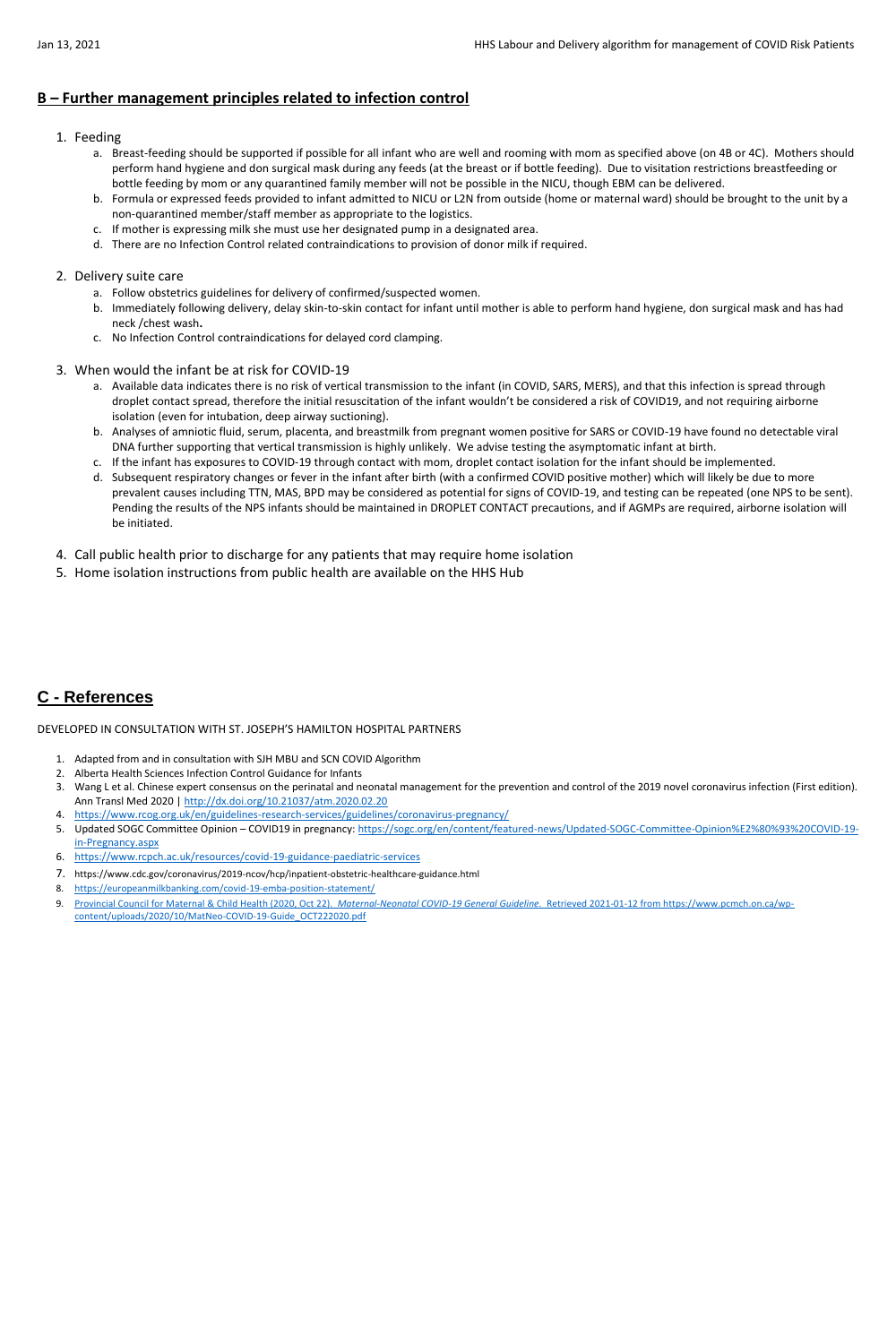## B – Further management principles related to infection control

1. Feeding
   a. Breast-feeding should be supported if possible for all infant who are well and rooming with mom as specified above (on 4B or 4C). Mothers should perform hand hygiene and don surgical mask during any feeds (at the breast or if bottle feeding). Due to visitation restrictions breastfeeding or bottle feeding by mom or any quarantined family member will not be possible in the NICU, though EBM can be delivered.
   b. Formula or expressed feeds provided to infant admitted to NICU or L2N from outside (home or maternal ward) should be brought to the unit by a non-quarantined member/staff member as appropriate to the logistics.
   c. If mother is expressing milk she must use her designated pump in a designated area.
   d. There are no Infection Control related contraindications to provision of donor milk if required.

2. Delivery suite care
   a. Follow obstetrics guidelines for delivery of confirmed/suspected women.
   b. Immediately following delivery, delay skin-to-skin contact for infant until mother is able to perform hand hygiene, don surgical mask and has had neck /chest wash**.**
   c. No Infection Control contraindications for delayed cord clamping.

3. When would the infant be at risk for COVID-19
   a. Available data indicates there is no risk of vertical transmission to the infant (in COVID, SARS, MERS), and that this infection is spread through droplet contact spread, therefore the initial resuscitation of the infant wouldn't be considered a risk of COVID19, and not requiring airborne isolation (even for intubation, deep airway suctioning).
   b. Analyses of amniotic fluid, serum, placenta, and breastmilk from pregnant women positive for SARS or COVID-19 have found no detectable viral DNA further supporting that vertical transmission is highly unlikely. We advise testing the asymptomatic infant at birth.
   c. If the infant has exposures to COVID-19 through contact with mom, droplet contact isolation for the infant should be implemented.
   d. Subsequent respiratory changes or fever in the infant after birth (with a confirmed COVID positive mother) which will likely be due to more prevalent causes including TTN, MAS, BPD may be considered as potential for signs of COVID-19, and testing can be repeated (one NPS to be sent). Pending the results of the NPS infants should be maintained in DROPLET CONTACT precautions, and if AGMPs are required, airborne isolation will be initiated.

4. Call public health prior to discharge for any patients that may require home isolation
5. Home isolation instructions from public health are available on the HHS Hub

## C - References

DEVELOPED IN CONSULTATION WITH ST. JOSEPH'S HAMILTON HOSPITAL PARTNERS

1. Adapted from and in consultation with SJH MBU and SCN COVID Algorithm
2. Alberta Health Sciences Infection Control Guidance for Infants
3. Wang L et al. Chinese expert consensus on the perinatal and neonatal management for the prevention and control of the 2019 novel coronavirus infection (First edition). Ann Transl Med 2020 | http://dx.doi.org/10.21037/atm.2020.02.20
4. https://www.rcog.org.uk/en/guidelines-research-services/guidelines/coronavirus-pregnancy/
5. Updated SOGC Committee Opinion – COVID19 in pregnancy: https://sogc.org/en/content/featured-news/Updated-SOGC-Committee-Opinion%E2%80%93%20COVID-19-in-Pregnancy.aspx
6. https://www.rcpch.ac.uk/resources/covid-19-guidance-paediatric-services
7. https://www.cdc.gov/coronavirus/2019-ncov/hcp/inpatient-obstetric-healthcare-guidance.html
8. https://europeanmilkbanking.com/covid-19-emba-position-statement/
9. Provincial Council for Maternal & Child Health (2020, Oct 22). *Maternal-Neonatal COVID-19 General Guideline*. Retrieved 2021-01-12 from https://www.pcmch.on.ca/wp-content/uploads/2020/10/MatNeo-COVID-19-Guide_OCT222020.pdf